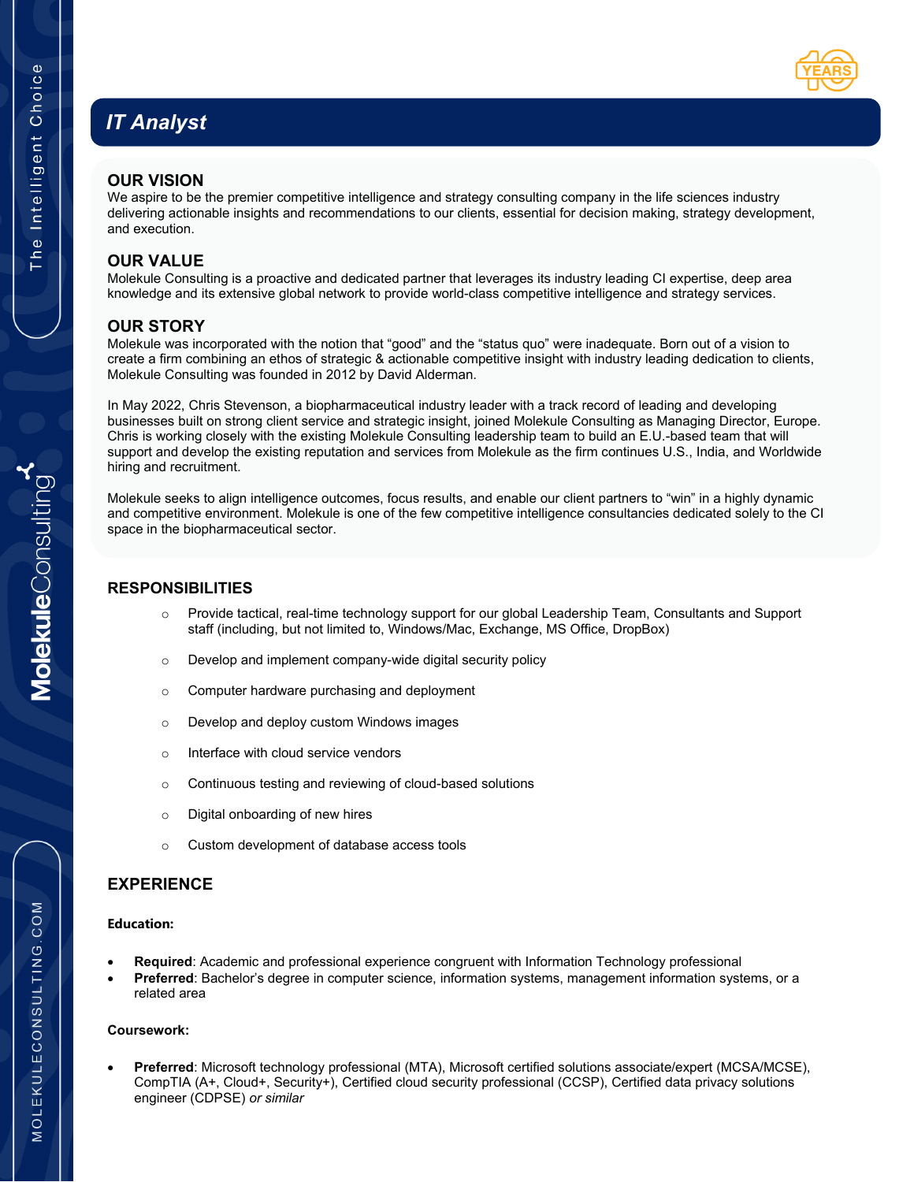# IT Analyst

## OUR VISION

We aspire to be the premier competitive intelligence and strategy consulting company in the life sciences industry delivering actionable insights and recommendations to our clients, essential for decision making, strategy development, and execution.

## OUR VALUE

Molekule Consulting is a proactive and dedicated partner that leverages its industry leading CI expertise, deep area knowledge and its extensive global network to provide world-class competitive intelligence and strategy services.

## OUR STORY

Molekule was incorporated with the notion that "good" and the "status quo" were inadequate. Born out of a vision to create a firm combining an ethos of strategic & actionable competitive insight with industry leading dedication to clients, Molekule Consulting was founded in 2012 by David Alderman.

In May 2022, Chris Stevenson, a biopharmaceutical industry leader with a track record of leading and developing businesses built on strong client service and strategic insight, joined Molekule Consulting as Managing Director, Europe. Chris is working closely with the existing Molekule Consulting leadership team to build an E.U.-based team that will support and develop the existing reputation and services from Molekule as the firm continues U.S., India, and Worldwide hiring and recruitment.

Molekule seeks to align intelligence outcomes, focus results, and enable our client partners to "win" in a highly dynamic and competitive environment. Molekule is one of the few competitive intelligence consultancies dedicated solely to the CI space in the biopharmaceutical sector.

## RESPONSIBILITIES

- Provide tactical, real-time technology support for our global Leadership Team, Consultants and Support staff (including, but not limited to, Windows/Mac, Exchange, MS Office, DropBox)
- Develop and implement company-wide digital security policy
- Computer hardware purchasing and deployment
- Develop and deploy custom Windows images
- Interface with cloud service vendors
- Continuous testing and reviewing of cloud-based solutions
- Digital onboarding of new hires
- Custom development of database access tools

## EXPERIENCE

**Education:**

- **Required**: Academic and professional experience congruent with Information Technology professional
- **Preferred**: Bachelor's degree in computer science, information systems, management information systems, or a related area

**Coursework:**

- **Preferred**: Microsoft technology professional (MTA), Microsoft certified solutions associate/expert (MCSA/MCSE), CompTIA (A+, Cloud+, Security+), Certified cloud security professional (CCSP), Certified data privacy solutions engineer (CDPSE) *or similar*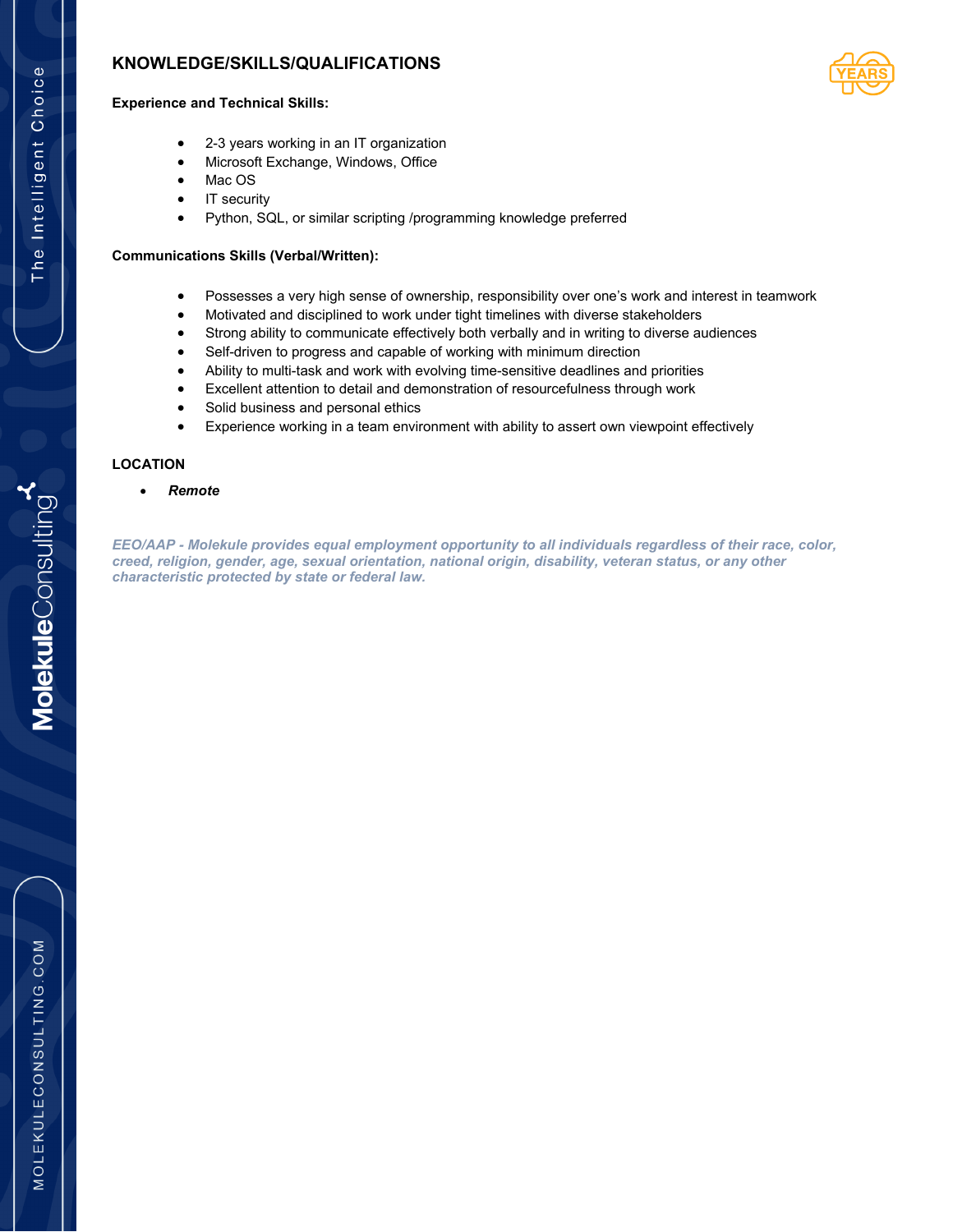## KNOWLEDGE/SKILLS/QUALIFICATIONS

**Experience and Technical Skills:**

- 2-3 years working in an IT organization
- Microsoft Exchange, Windows, Office
- Mac OS
- IT security
- Python, SQL, or similar scripting /programming knowledge preferred

**Communications Skills (Verbal/Written):**

- Possesses a very high sense of ownership, responsibility over one's work and interest in teamwork
- Motivated and disciplined to work under tight timelines with diverse stakeholders
- Strong ability to communicate effectively both verbally and in writing to diverse audiences
- Self-driven to progress and capable of working with minimum direction
- Ability to multi-task and work with evolving time-sensitive deadlines and priorities
- Excellent attention to detail and demonstration of resourcefulness through work
- Solid business and personal ethics
- Experience working in a team environment with ability to assert own viewpoint effectively

## LOCATION

- ***Remote***

***EEO/AAP - Molekule provides equal employment opportunity to all individuals regardless of their race, color, creed, religion, gender, age, sexual orientation, national origin, disability, veteran status, or any other characteristic protected by state or federal law.***